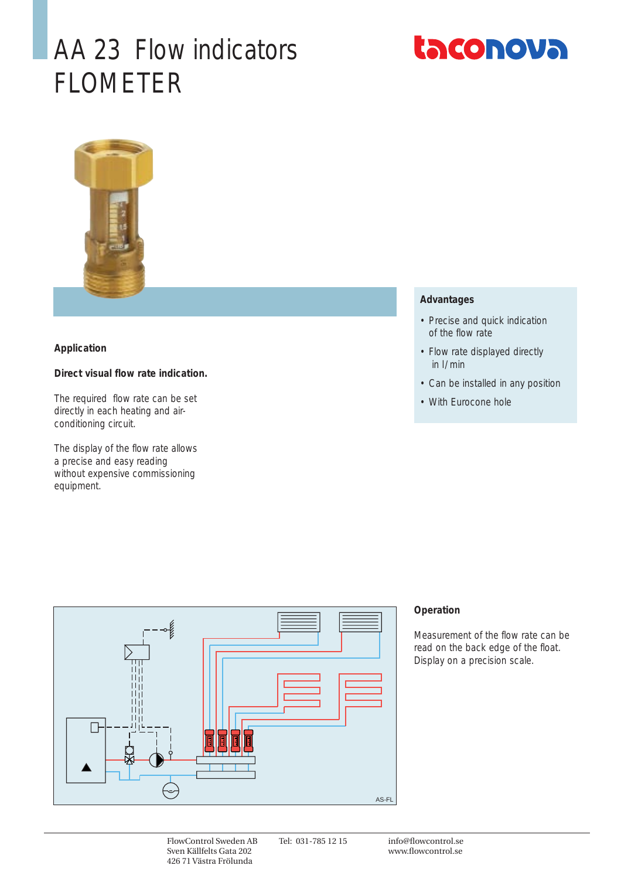# AA 23 Flow indicators FLOMETER

taconova

### Application

**Direct visual flow rate indication.**

The required flow rate can be set directly in each heating and air-conditioning circuit.

The display of the flow rate allows a precise and easy reading without expensive commissioning equipment.

### Advantages

- Precise and quick indication of the flow rate
- Flow rate displayed directly in l/min
- Can be installed in any position
- With Eurocone hole

### Operation

Measurement of the flow rate can be read on the back edge of the float. Display on a precision scale.

AS-FL

FlowControl Sweden AB
Sven Källfelts Gata 202
426 71 Västra Frölunda

Tel: 031-785 12 15

info@flowcontrol.se
www.flowcontrol.se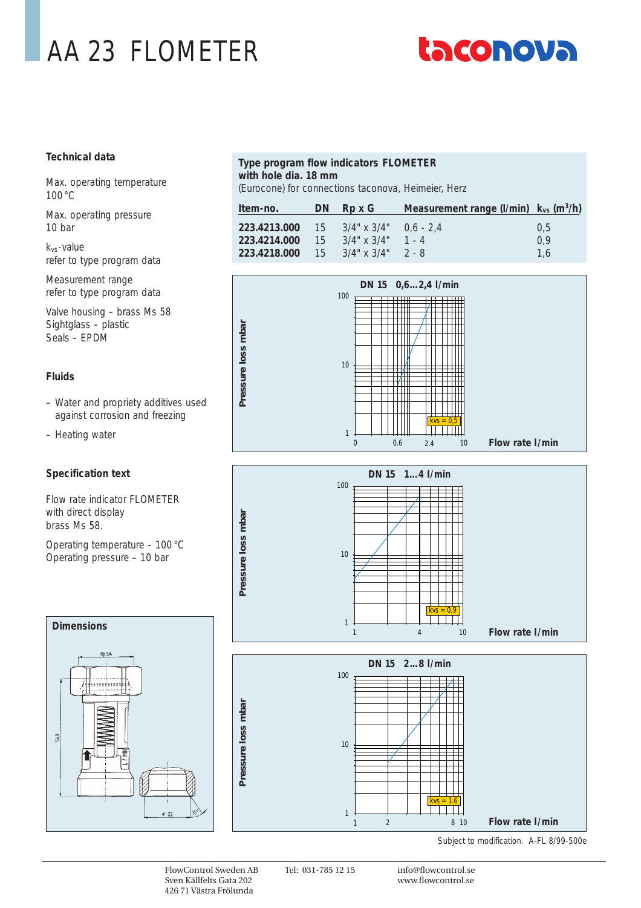# AA 23 FLOMETER

taconova

## Technical data

Max. operating temperature
100 °C

Max. operating pressure
10 bar

$k_{vs}$-value
refer to type program data

Measurement range
refer to type program data

Valve housing – brass Ms 58
Sightglass – plastic
Seals – EPDM

## Fluids

- Water and propriety additives used against corrosion and freezing
- Heating water

## Specification text

Flow rate indicator FLOMETER
with direct display
brass Ms 58.

Operating temperature – 100 °C
Operating pressure – 10 bar

## Dimensions

Rp 3/4
56,8
L / MIN
⌀ 22
35°

## Type program flow indicators FLOMETER with hole dia. 18 mm

(Eurocone) for connections taconova, Heimeier, Herz

| Item-no. | DN | Rp x G | Measurement range (l/min) | $k_{vs}$ ($m^3/h$) |
|---|---|---|---|---|
| **223.4213.000** | 15 | 3/4" x 3/4" | 0,6 - 2,4 | 0,5 |
| **223.4214.000** | 15 | 3/4" x 3/4" | 1 - 4 | 0,9 |
| **223.4218.000** | 15 | 3/4" x 3/4" | 2 - 8 | 1,6 |

**DN 15 0,6...2,4 l/min**

Pressure loss mbar
100
10
1
0
0.6
2.4
10
kvs = 0,5
Flow rate l/min

**DN 15 1...4 l/min**

Pressure loss mbar
100
10
1
1
4
10
kvs = 0,9
Flow rate l/min

**DN 15 2...8 l/min**

Pressure loss mbar
100
10
1
1
2
8
10
kvs = 1.6
Flow rate l/min

Subject to modification. A-FL 8/99-500e

FlowControl Sweden AB
Sven Källfelts Gata 202
426 71 Västra Frölunda

Tel: 031-785 12 15

info@flowcontrol.se
www.flowcontrol.se